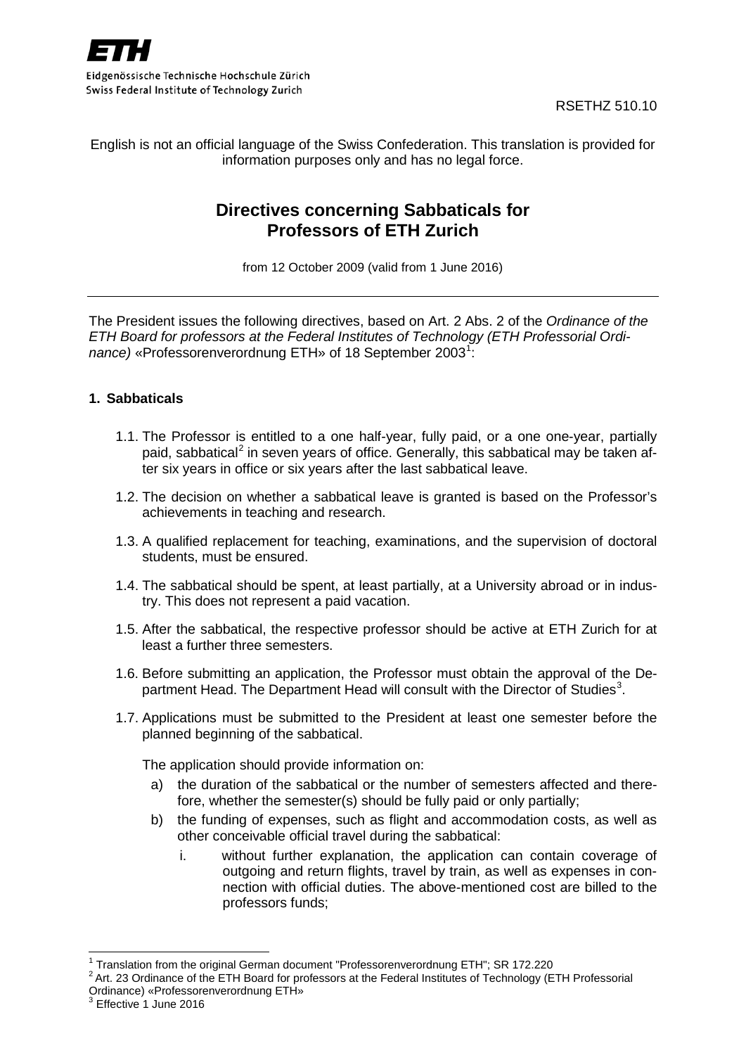ETH

Eidgenössische Technische Hochschule Zürich
Swiss Federal Institute of Technology Zurich

RSETHZ 510.10

English is not an official language of the Swiss Confederation. This translation is provided for information purposes only and has no legal force.

# Directives concerning Sabbaticals for Professors of ETH Zurich

from 12 October 2009 (valid from 1 June 2016)

---

The President issues the following directives, based on Art. 2 Abs. 2 of the *Ordinance of the ETH Board for professors at the Federal Institutes of Technology (ETH Professorial Ordinance)* «Professorenverordnung ETH» of 18 September 2003[1]:

## 1. Sabbaticals

1.1. The Professor is entitled to a one half-year, fully paid, or a one one-year, partially paid, sabbatical[2] in seven years of office. Generally, this sabbatical may be taken after six years in office or six years after the last sabbatical leave.

1.2. The decision on whether a sabbatical leave is granted is based on the Professor's achievements in teaching and research.

1.3. A qualified replacement for teaching, examinations, and the supervision of doctoral students, must be ensured.

1.4. The sabbatical should be spent, at least partially, at a University abroad or in industry. This does not represent a paid vacation.

1.5. After the sabbatical, the respective professor should be active at ETH Zurich for at least a further three semesters.

1.6. Before submitting an application, the Professor must obtain the approval of the Department Head. The Department Head will consult with the Director of Studies[3].

1.7. Applications must be submitted to the President at least one semester before the planned beginning of the sabbatical.

The application should provide information on:

a) the duration of the sabbatical or the number of semesters affected and therefore, whether the semester(s) should be fully paid or only partially;

b) the funding of expenses, such as flight and accommodation costs, as well as other conceivable official travel during the sabbatical:

   i. without further explanation, the application can contain coverage of outgoing and return flights, travel by train, as well as expenses in connection with official duties. The above-mentioned cost are billed to the professors funds;

---

[1] Translation from the original German document "Professorenverordnung ETH"; SR 172.220

[2] Art. 23 Ordinance of the ETH Board for professors at the Federal Institutes of Technology (ETH Professorial Ordinance) «Professorenverordnung ETH»

[3] Effective 1 June 2016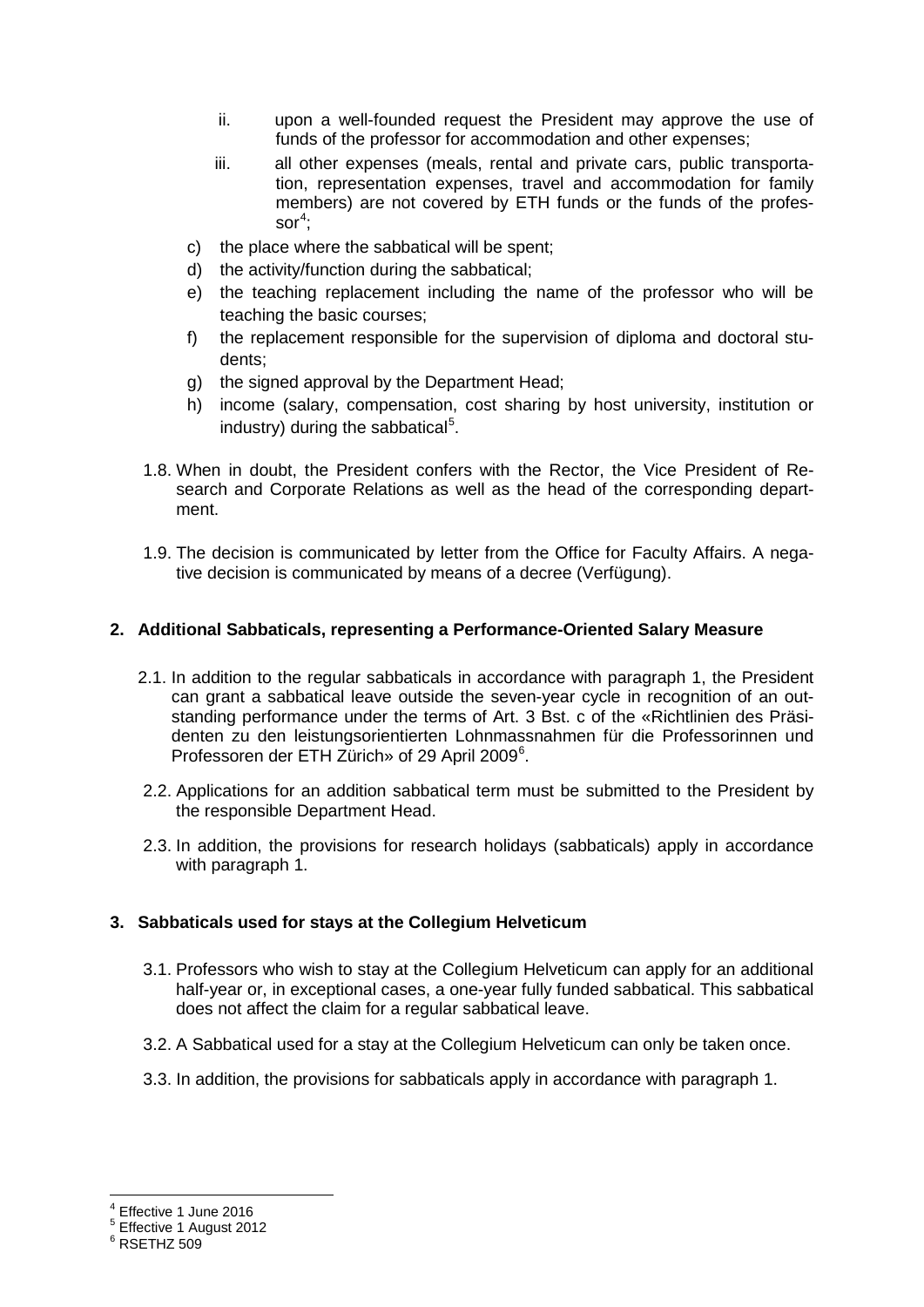ii. upon a well-founded request the President may approve the use of funds of the professor for accommodation and other expenses;

   iii. all other expenses (meals, rental and private cars, public transportation, representation expenses, travel and accommodation for family members) are not covered by ETH funds or the funds of the professor[4];

c) the place where the sabbatical will be spent;

d) the activity/function during the sabbatical;

e) the teaching replacement including the name of the professor who will be teaching the basic courses;

f) the replacement responsible for the supervision of diploma and doctoral students;

g) the signed approval by the Department Head;

h) income (salary, compensation, cost sharing by host university, institution or industry) during the sabbatical[5].

1.8. When in doubt, the President confers with the Rector, the Vice President of Research and Corporate Relations as well as the head of the corresponding department.

1.9. The decision is communicated by letter from the Office for Faculty Affairs. A negative decision is communicated by means of a decree (Verfügung).

## 2. Additional Sabbaticals, representing a Performance-Oriented Salary Measure

2.1. In addition to the regular sabbaticals in accordance with paragraph 1, the President can grant a sabbatical leave outside the seven-year cycle in recognition of an outstanding performance under the terms of Art. 3 Bst. c of the «Richtlinien des Präsidenten zu den leistungsorientierten Lohnmassnahmen für die Professorinnen und Professoren der ETH Zürich» of 29 April 2009[6].

2.2. Applications for an addition sabbatical term must be submitted to the President by the responsible Department Head.

2.3. In addition, the provisions for research holidays (sabbaticals) apply in accordance with paragraph 1.

## 3. Sabbaticals used for stays at the Collegium Helveticum

3.1. Professors who wish to stay at the Collegium Helveticum can apply for an additional half-year or, in exceptional cases, a one-year fully funded sabbatical. This sabbatical does not affect the claim for a regular sabbatical leave.

3.2. A Sabbatical used for a stay at the Collegium Helveticum can only be taken once.

3.3. In addition, the provisions for sabbaticals apply in accordance with paragraph 1.

---

[4] Effective 1 June 2016

[5] Effective 1 August 2012

[6] RSETHZ 509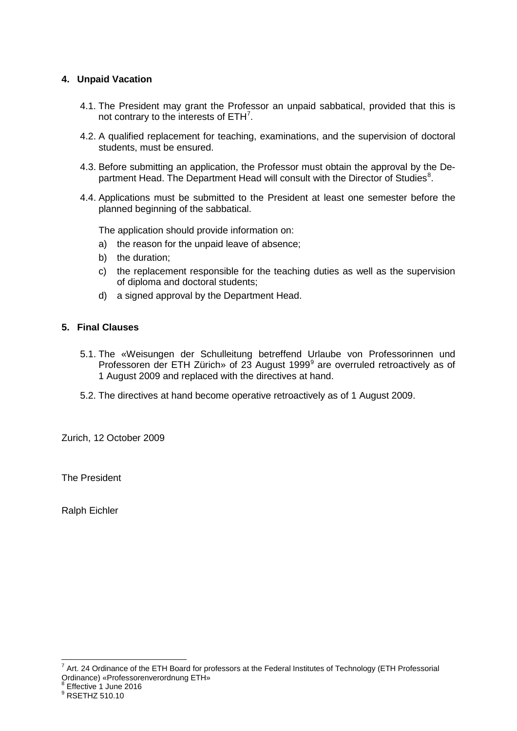## 4. Unpaid Vacation

4.1. The President may grant the Professor an unpaid sabbatical, provided that this is not contrary to the interests of ETH[7].

4.2. A qualified replacement for teaching, examinations, and the supervision of doctoral students, must be ensured.

4.3. Before submitting an application, the Professor must obtain the approval by the Department Head. The Department Head will consult with the Director of Studies[8].

4.4. Applications must be submitted to the President at least one semester before the planned beginning of the sabbatical.

The application should provide information on:

a) the reason for the unpaid leave of absence;
b) the duration;
c) the replacement responsible for the teaching duties as well as the supervision of diploma and doctoral students;
d) a signed approval by the Department Head.

## 5. Final Clauses

5.1. The «Weisungen der Schulleitung betreffend Urlaube von Professorinnen und Professoren der ETH Zürich» of 23 August 1999[9] are overruled retroactively as of 1 August 2009 and replaced with the directives at hand.

5.2. The directives at hand become operative retroactively as of 1 August 2009.

Zurich, 12 October 2009

The President

Ralph Eichler

---

[7] Art. 24 Ordinance of the ETH Board for professors at the Federal Institutes of Technology (ETH Professorial Ordinance) «Professorenverordnung ETH»

[8] Effective 1 June 2016

[9] RSETHZ 510.10